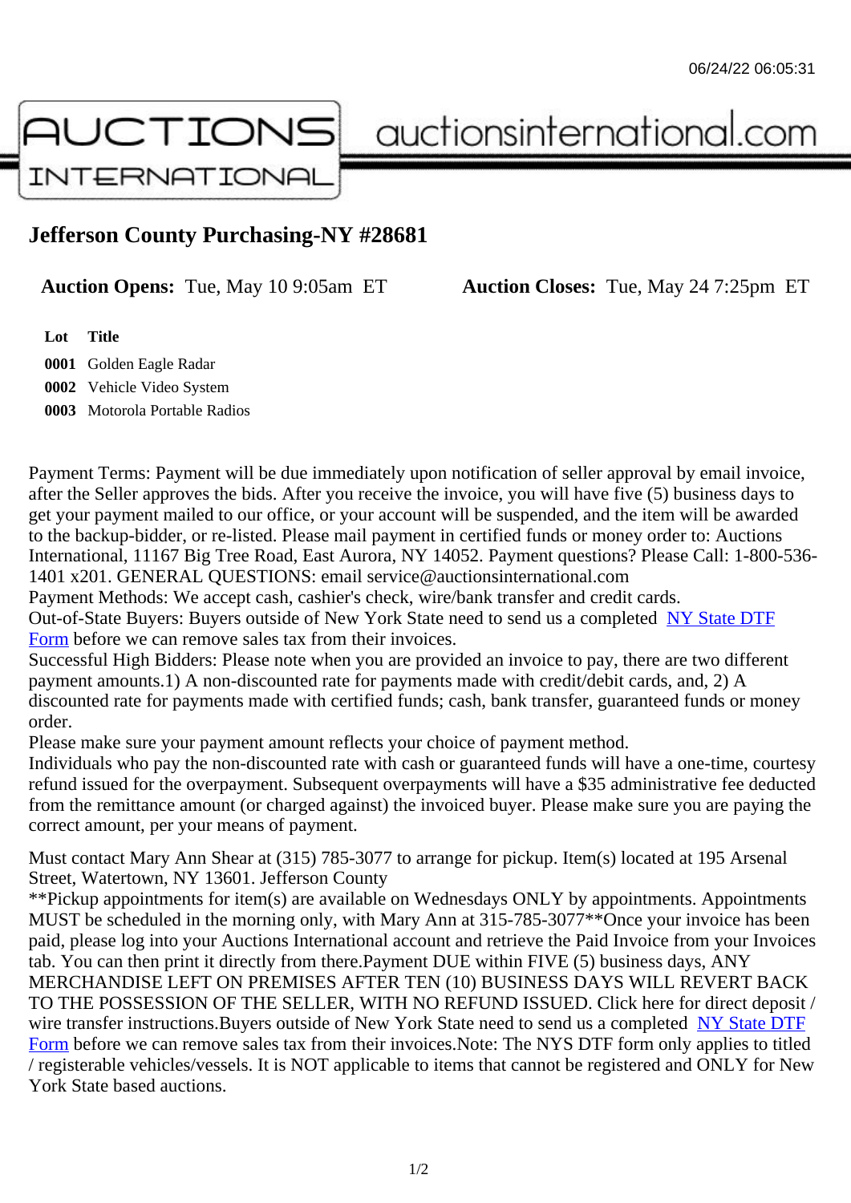# Jefferson County Purchasing-NY #28681

**Auction Opens:** Tue, May 10 9:05am ET **Auction Closes:** Tue, May 24 7:25pm ET

| Lot | Title |
|---|---|
| **0001** | Golden Eagle Radar |
| **0002** | Vehicle Video System |
| **0003** | Motorola Portable Radios |

Payment Terms: Payment will be due immediately upon notification of seller approval by email invoice, after the Seller approves the bids. After you receive the invoice, you will have five (5) business days to get your payment mailed to our office, or your account will be suspended, and the item will be awarded to the backup-bidder, or re-listed. Please mail payment in certified funds or money order to: Auctions International, 11167 Big Tree Road, East Aurora, NY 14052. Payment questions? Please Call: 1-800-536-1401 x201. GENERAL QUESTIONS: email service@auctionsinternational.com
Payment Methods: We accept cash, cashier's check, wire/bank transfer and credit cards.
Out-of-State Buyers: Buyers outside of New York State need to send us a completed NY State DTF Form before we can remove sales tax from their invoices.
Successful High Bidders: Please note when you are provided an invoice to pay, there are two different payment amounts.1) A non-discounted rate for payments made with credit/debit cards, and, 2) A discounted rate for payments made with certified funds; cash, bank transfer, guaranteed funds or money order.
Please make sure your payment amount reflects your choice of payment method.
Individuals who pay the non-discounted rate with cash or guaranteed funds will have a one-time, courtesy refund issued for the overpayment. Subsequent overpayments will have a $35 administrative fee deducted from the remittance amount (or charged against) the invoiced buyer. Please make sure you are paying the correct amount, per your means of payment.

Must contact Mary Ann Shear at (315) 785-3077 to arrange for pickup. Item(s) located at 195 Arsenal Street, Watertown, NY 13601. Jefferson County
**Pickup appointments for item(s) are available on Wednesdays ONLY by appointments. Appointments MUST be scheduled in the morning only, with Mary Ann at 315-785-3077**Once your invoice has been paid, please log into your Auctions International account and retrieve the Paid Invoice from your Invoices tab. You can then print it directly from there.Payment DUE within FIVE (5) business days, ANY MERCHANDISE LEFT ON PREMISES AFTER TEN (10) BUSINESS DAYS WILL REVERT BACK TO THE POSSESSION OF THE SELLER, WITH NO REFUND ISSUED. Click here for direct deposit / wire transfer instructions.Buyers outside of New York State need to send us a completed NY State DTF Form before we can remove sales tax from their invoices.Note: The NYS DTF form only applies to titled / registerable vehicles/vessels. It is NOT applicable to items that cannot be registered and ONLY for New York State based auctions.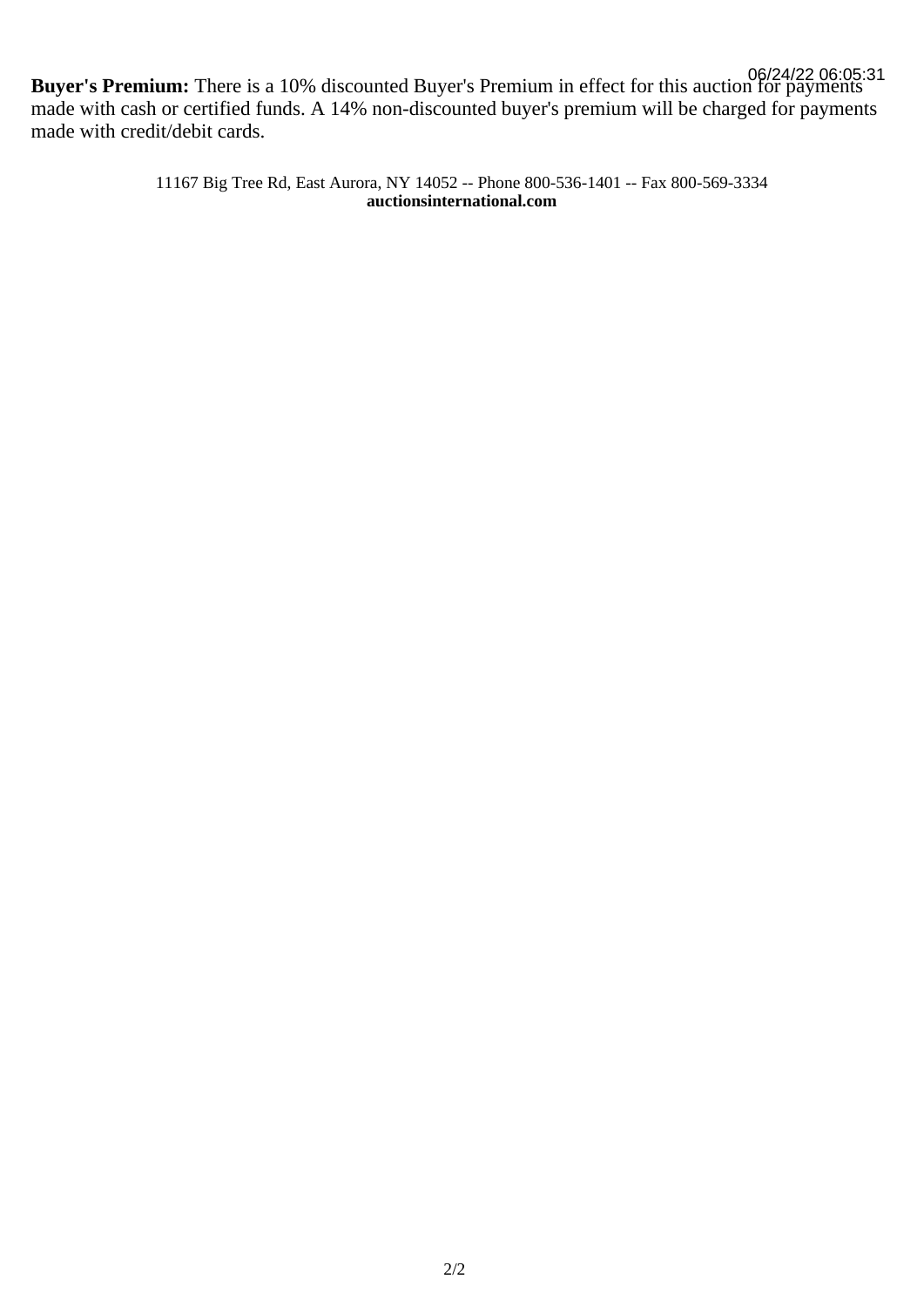**Buyer's Premium:** There is a 10% discounted Buyer's Premium in effect for this auction for payments made with cash or certified funds. A 14% non-discounted buyer's premium will be charged for payments made with credit/debit cards.

11167 Big Tree Rd, East Aurora, NY 14052 -- Phone 800-536-1401 -- Fax 800-569-3334
**auctionsinternational.com**